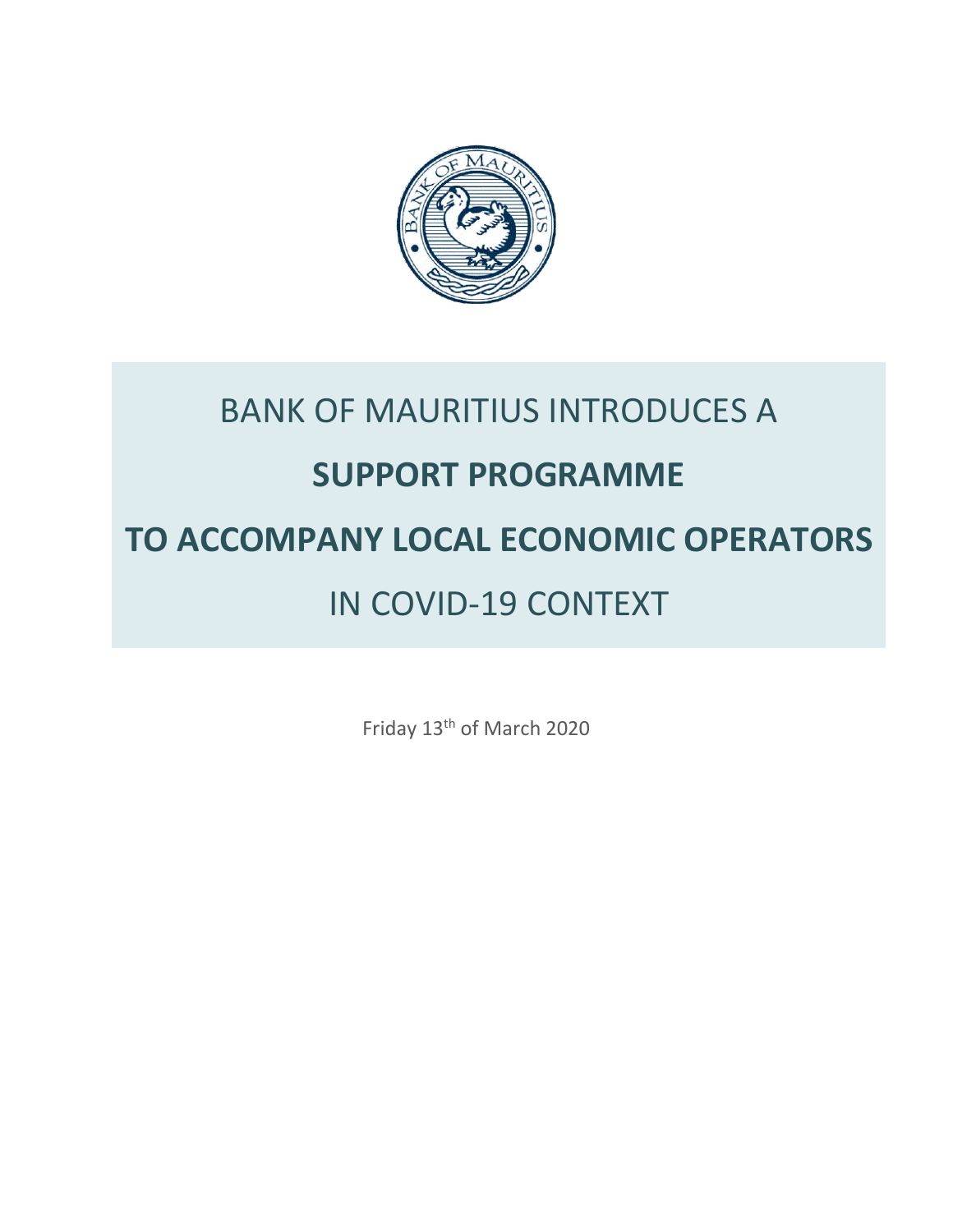# BANK OF MAURITIUS INTRODUCES A **SUPPORT PROGRAMME** **TO ACCOMPANY LOCAL ECONOMIC OPERATORS** IN COVID-19 CONTEXT

Friday 13th of March 2020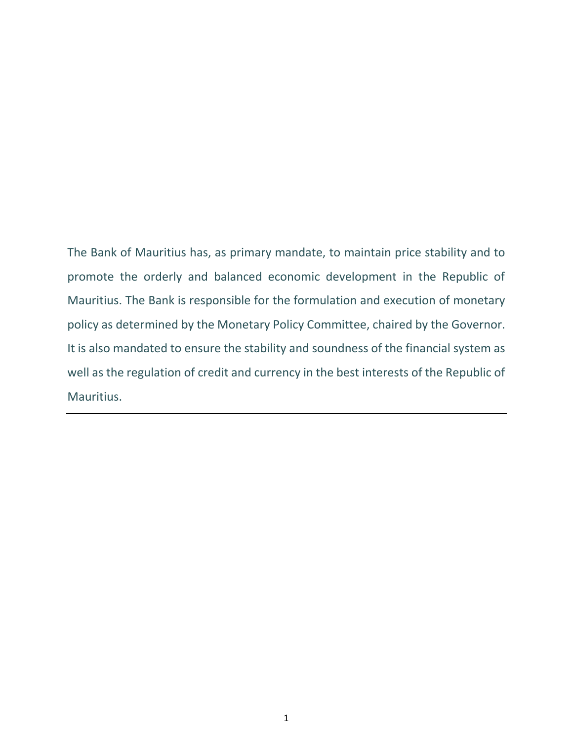The Bank of Mauritius has, as primary mandate, to maintain price stability and to promote the orderly and balanced economic development in the Republic of Mauritius. The Bank is responsible for the formulation and execution of monetary policy as determined by the Monetary Policy Committee, chaired by the Governor. It is also mandated to ensure the stability and soundness of the financial system as well as the regulation of credit and currency in the best interests of the Republic of Mauritius.

---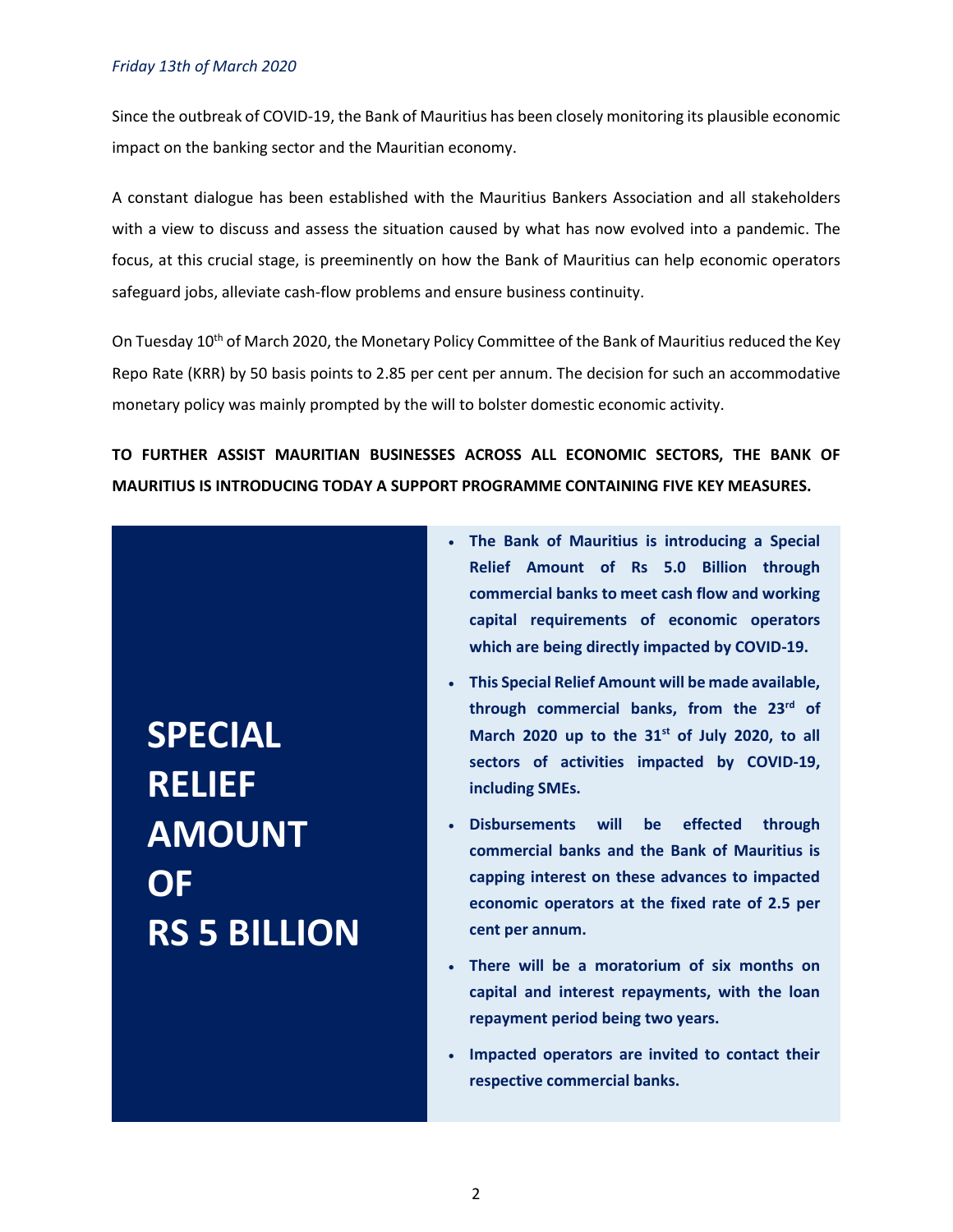*Friday 13th of March 2020*

Since the outbreak of COVID-19, the Bank of Mauritius has been closely monitoring its plausible economic impact on the banking sector and the Mauritian economy.

A constant dialogue has been established with the Mauritius Bankers Association and all stakeholders with a view to discuss and assess the situation caused by what has now evolved into a pandemic. The focus, at this crucial stage, is preeminently on how the Bank of Mauritius can help economic operators safeguard jobs, alleviate cash-flow problems and ensure business continuity.

On Tuesday 10th of March 2020, the Monetary Policy Committee of the Bank of Mauritius reduced the Key Repo Rate (KRR) by 50 basis points to 2.85 per cent per annum. The decision for such an accommodative monetary policy was mainly prompted by the will to bolster domestic economic activity.

**TO FURTHER ASSIST MAURITIAN BUSINESSES ACROSS ALL ECONOMIC SECTORS, THE BANK OF MAURITIUS IS INTRODUCING TODAY A SUPPORT PROGRAMME CONTAINING FIVE KEY MEASURES.**

## SPECIAL RELIEF AMOUNT OF RS 5 BILLION

- **The Bank of Mauritius is introducing a Special Relief Amount of Rs 5.0 Billion through commercial banks to meet cash flow and working capital requirements of economic operators which are being directly impacted by COVID-19.**
- **This Special Relief Amount will be made available, through commercial banks, from the 23rd of March 2020 up to the 31st of July 2020, to all sectors of activities impacted by COVID-19, including SMEs.**
- **Disbursements will be effected through commercial banks and the Bank of Mauritius is capping interest on these advances to impacted economic operators at the fixed rate of 2.5 per cent per annum.**
- **There will be a moratorium of six months on capital and interest repayments, with the loan repayment period being two years.**
- **Impacted operators are invited to contact their respective commercial banks.**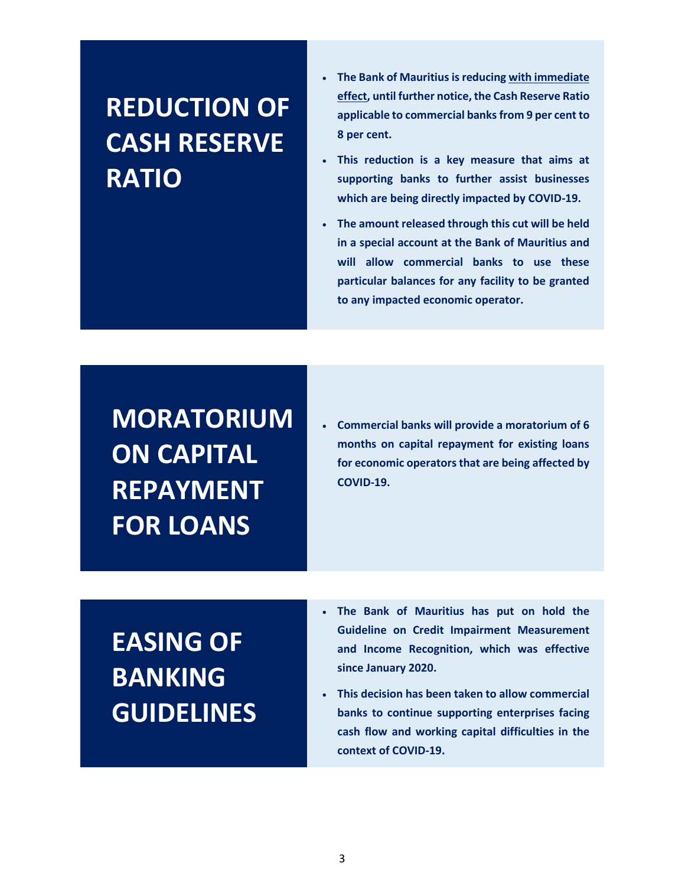## REDUCTION OF CASH RESERVE RATIO

- **The Bank of Mauritius is reducing <u>with immediate effect</u>, until further notice, the Cash Reserve Ratio applicable to commercial banks from 9 per cent to 8 per cent.**
- **This reduction is a key measure that aims at supporting banks to further assist businesses which are being directly impacted by COVID-19.**
- **The amount released through this cut will be held in a special account at the Bank of Mauritius and will allow commercial banks to use these particular balances for any facility to be granted to any impacted economic operator.**

## MORATORIUM ON CAPITAL REPAYMENT FOR LOANS

- **Commercial banks will provide a moratorium of 6 months on capital repayment for existing loans for economic operators that are being affected by COVID-19.**

## EASING OF BANKING GUIDELINES

- **The Bank of Mauritius has put on hold the Guideline on Credit Impairment Measurement and Income Recognition, which was effective since January 2020.**
- **This decision has been taken to allow commercial banks to continue supporting enterprises facing cash flow and working capital difficulties in the context of COVID-19.**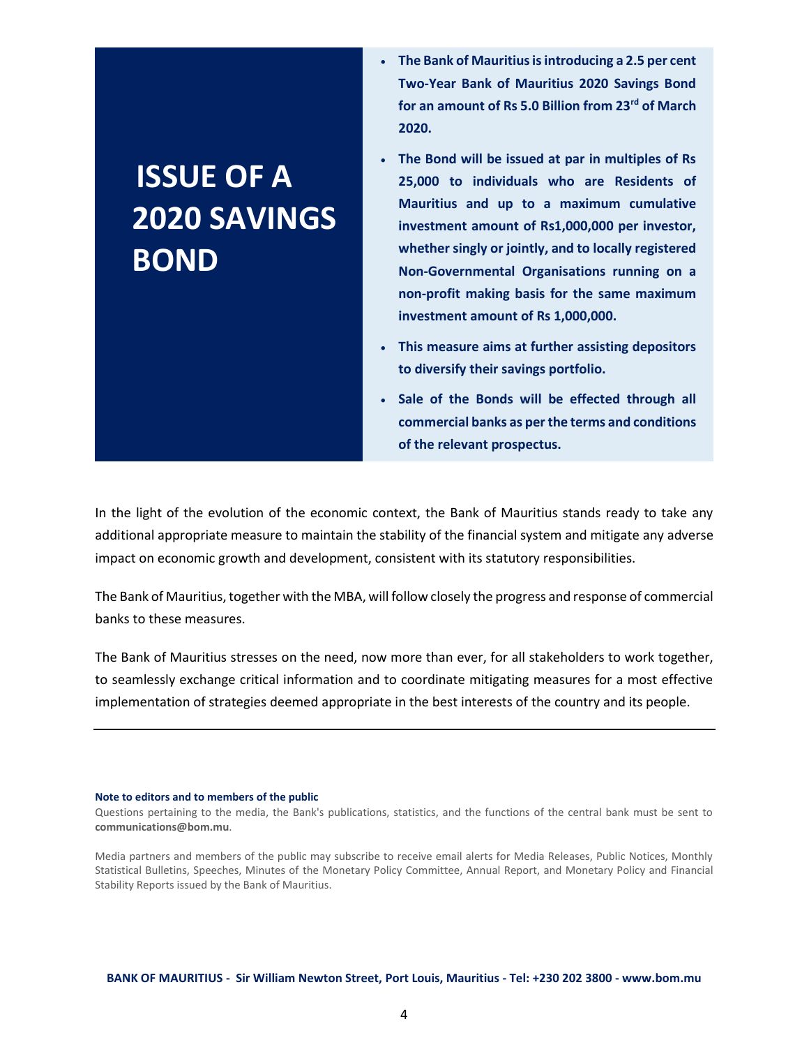## ISSUE OF A 2020 SAVINGS BOND

- **The Bank of Mauritius is introducing a 2.5 per cent Two-Year Bank of Mauritius 2020 Savings Bond for an amount of Rs 5.0 Billion from 23rd of March 2020.**
- **The Bond will be issued at par in multiples of Rs 25,000 to individuals who are Residents of Mauritius and up to a maximum cumulative investment amount of Rs1,000,000 per investor, whether singly or jointly, and to locally registered Non-Governmental Organisations running on a non-profit making basis for the same maximum investment amount of Rs 1,000,000.**
- **This measure aims at further assisting depositors to diversify their savings portfolio.**
- **Sale of the Bonds will be effected through all commercial banks as per the terms and conditions of the relevant prospectus.**

In the light of the evolution of the economic context, the Bank of Mauritius stands ready to take any additional appropriate measure to maintain the stability of the financial system and mitigate any adverse impact on economic growth and development, consistent with its statutory responsibilities.

The Bank of Mauritius, together with the MBA, will follow closely the progress and response of commercial banks to these measures.

The Bank of Mauritius stresses on the need, now more than ever, for all stakeholders to work together, to seamlessly exchange critical information and to coordinate mitigating measures for a most effective implementation of strategies deemed appropriate in the best interests of the country and its people.

---

**Note to editors and to members of the public**

Questions pertaining to the media, the Bank's publications, statistics, and the functions of the central bank must be sent to **communications@bom.mu**.

Media partners and members of the public may subscribe to receive email alerts for Media Releases, Public Notices, Monthly Statistical Bulletins, Speeches, Minutes of the Monetary Policy Committee, Annual Report, and Monetary Policy and Financial Stability Reports issued by the Bank of Mauritius.

**BANK OF MAURITIUS - Sir William Newton Street, Port Louis, Mauritius - Tel: +230 202 3800 - www.bom.mu**